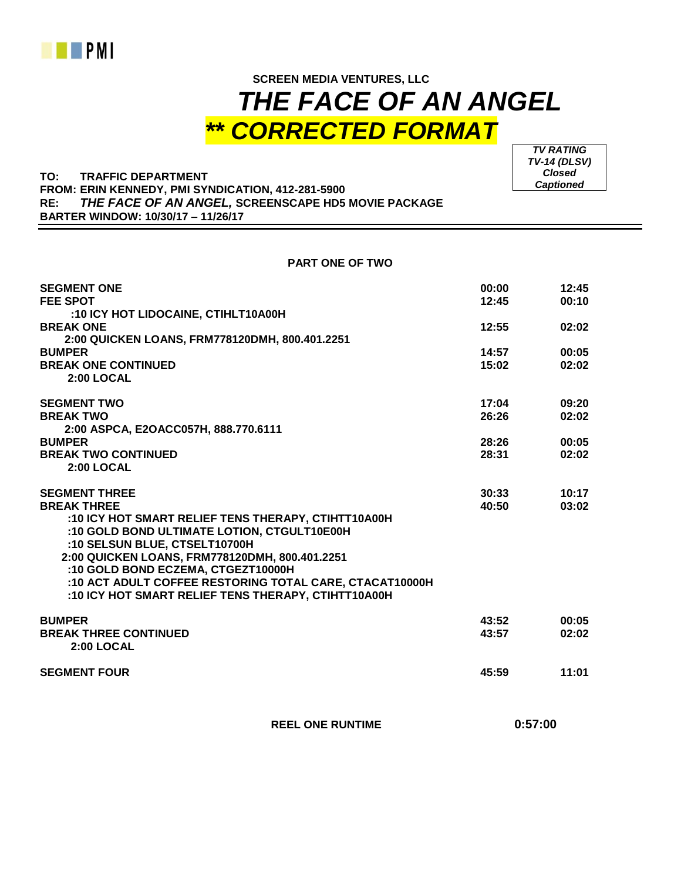PMI

**SCREEN MEDIA VENTURES, LLC**

# *THE FACE OF AN ANGEL*

# ***\*\* CORRECTED FORMAT***

| *TV RATING* |
|---|
| *TV-14 (DLSV)* |
| *Closed Captioned* |

**TO: TRAFFIC DEPARTMENT**
**FROM: ERIN KENNEDY, PMI SYNDICATION, 412-281-5900**
**RE: *THE FACE OF AN ANGEL,* SCREENSCAPE HD5 MOVIE PACKAGE**
**BARTER WINDOW: 10/30/17 – 11/26/17**

**PART ONE OF TWO**

| | | |
|---|---|---|
| **SEGMENT ONE** | **00:00** | **12:45** |
| **FEE SPOT** | **12:45** | **00:10** |
| **:10 ICY HOT LIDOCAINE, CTIHLT10A00H** | | |
| **BREAK ONE** | **12:55** | **02:02** |
| **2:00 QUICKEN LOANS, FRM778120DMH, 800.401.2251** | | |
| **BUMPER** | **14:57** | **00:05** |
| **BREAK ONE CONTINUED** | **15:02** | **02:02** |
| **2:00 LOCAL** | | |
| **SEGMENT TWO** | **17:04** | **09:20** |
| **BREAK TWO** | **26:26** | **02:02** |
| **2:00 ASPCA, E2OACC057H, 888.770.6111** | | |
| **BUMPER** | **28:26** | **00:05** |
| **BREAK TWO CONTINUED** | **28:31** | **02:02** |
| **2:00 LOCAL** | | |
| **SEGMENT THREE** | **30:33** | **10:17** |
| **BREAK THREE** | **40:50** | **03:02** |
| **:10 ICY HOT SMART RELIEF TENS THERAPY, CTIHTT10A00H** | | |
| **:10 GOLD BOND ULTIMATE LOTION, CTGULT10E00H** | | |
| **:10 SELSUN BLUE, CTSELT10700H** | | |
| **2:00 QUICKEN LOANS, FRM778120DMH, 800.401.2251** | | |
| **:10 GOLD BOND ECZEMA, CTGEZT10000H** | | |
| **:10 ACT ADULT COFFEE RESTORING TOTAL CARE, CTACAT10000H** | | |
| **:10 ICY HOT SMART RELIEF TENS THERAPY, CTIHTT10A00H** | | |
| **BUMPER** | **43:52** | **00:05** |
| **BREAK THREE CONTINUED** | **43:57** | **02:02** |
| **2:00 LOCAL** | | |
| **SEGMENT FOUR** | **45:59** | **11:01** |

**REEL ONE RUNTIME 0:57:00**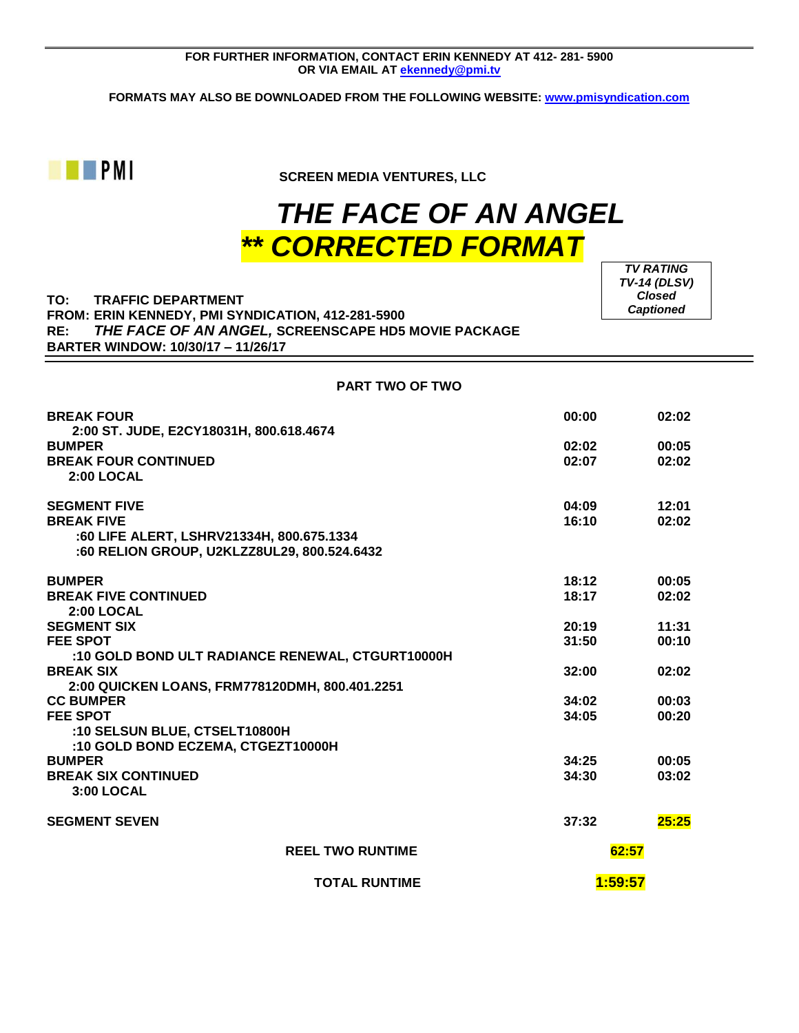FOR FURTHER INFORMATION, CONTACT ERIN KENNEDY AT 412- 281- 5900
OR VIA EMAIL AT ekennedy@pmi.tv

FORMATS MAY ALSO BE DOWNLOADED FROM THE FOLLOWING WEBSITE: www.pmisyndication.com

PMI

**SCREEN MEDIA VENTURES, LLC**

# *THE FACE OF AN ANGEL*
# *\** CORRECTED FORMAT*

*TV RATING*
*TV-14 (DLSV)*
*Closed Captioned*

**TO: TRAFFIC DEPARTMENT**
**FROM: ERIN KENNEDY, PMI SYNDICATION, 412-281-5900**
**RE: *THE FACE OF AN ANGEL,* SCREENSCAPE HD5 MOVIE PACKAGE**
**BARTER WINDOW: 10/30/17 – 11/26/17**

**PART TWO OF TWO**

| | | |
|---|---|---|
| **BREAK FOUR** | **00:00** | **02:02** |
| 2:00 ST. JUDE, E2CY18031H, 800.618.4674 | | |
| **BUMPER** | **02:02** | **00:05** |
| **BREAK FOUR CONTINUED** | **02:07** | **02:02** |
| 2:00 LOCAL | | |
| **SEGMENT FIVE** | **04:09** | **12:01** |
| **BREAK FIVE** | **16:10** | **02:02** |
| :60 LIFE ALERT, LSHRV21334H, 800.675.1334 | | |
| :60 RELION GROUP, U2KLZZ8UL29, 800.524.6432 | | |
| **BUMPER** | **18:12** | **00:05** |
| **BREAK FIVE CONTINUED** | **18:17** | **02:02** |
| 2:00 LOCAL | | |
| **SEGMENT SIX** | **20:19** | **11:31** |
| **FEE SPOT** | **31:50** | **00:10** |
| :10 GOLD BOND ULT RADIANCE RENEWAL, CTGURT10000H | | |
| **BREAK SIX** | **32:00** | **02:02** |
| 2:00 QUICKEN LOANS, FRM778120DMH, 800.401.2251 | | |
| **CC BUMPER** | **34:02** | **00:03** |
| **FEE SPOT** | **34:05** | **00:20** |
| :10 SELSUN BLUE, CTSELT10800H | | |
| :10 GOLD BOND ECZEMA, CTGEZT10000H | | |
| **BUMPER** | **34:25** | **00:05** |
| **BREAK SIX CONTINUED** | **34:30** | **03:02** |
| 3:00 LOCAL | | |
| **SEGMENT SEVEN** | **37:32** | **25:25** |

**REEL TWO RUNTIME** **62:57**

**TOTAL RUNTIME** **1:59:57**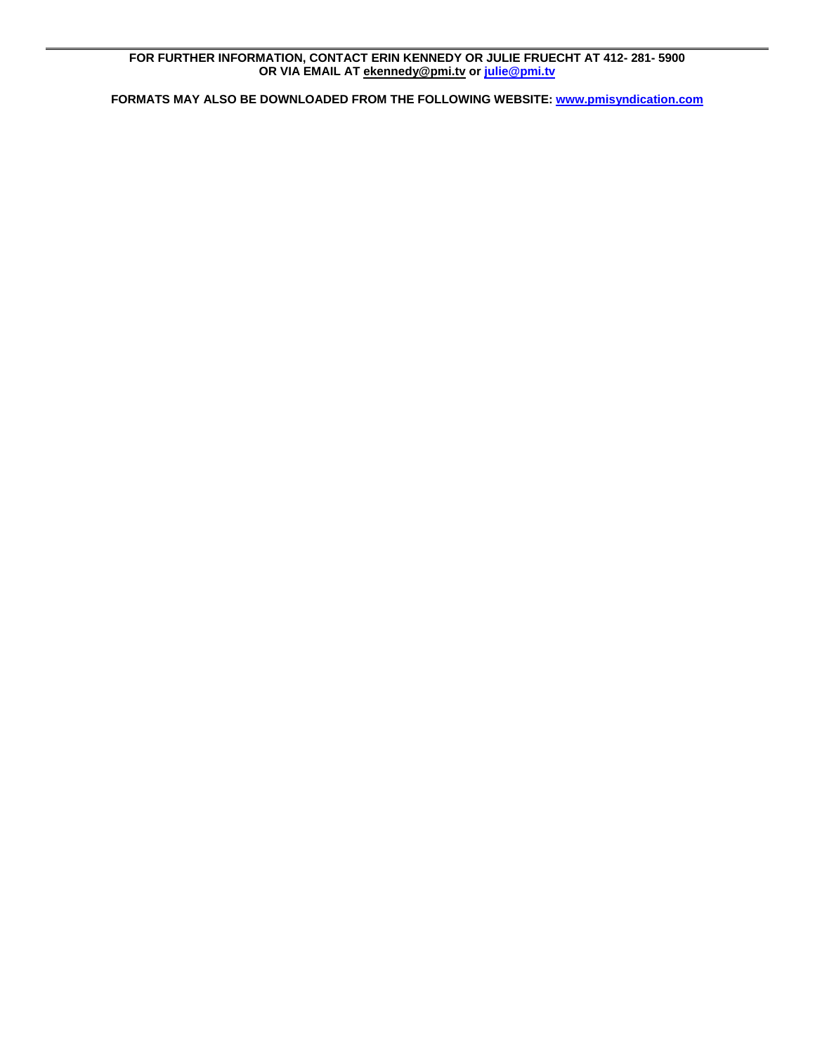---

**FOR FURTHER INFORMATION, CONTACT ERIN KENNEDY OR JULIE FRUECHT AT 412- 281- 5900**
**OR VIA EMAIL AT ekennedy@pmi.tv or julie@pmi.tv**

**FORMATS MAY ALSO BE DOWNLOADED FROM THE FOLLOWING WEBSITE: www.pmisyndication.com**